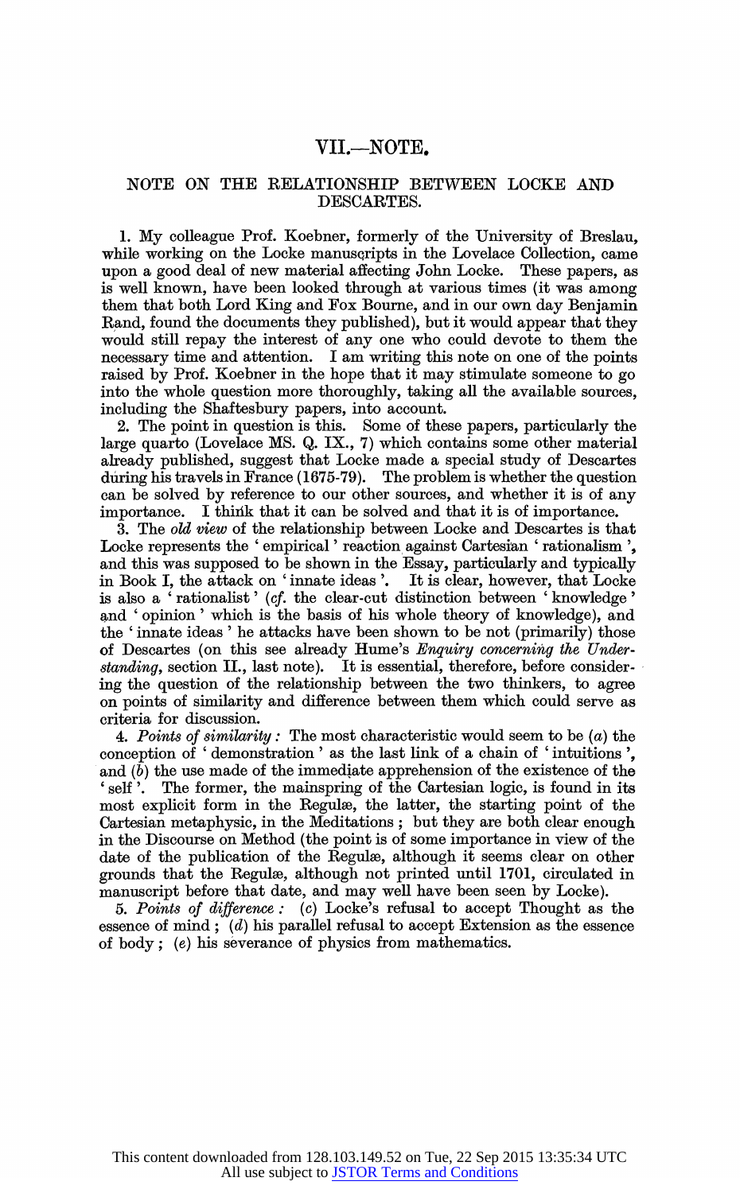## VII.—NOTE.

### NOTE ON THE RELATIONSHIP BETWEEN LOCKE AND DESCARTES.

1. My colleague Prof. Koebner, formerly of the University of Breslau, while working on the Locke manuscripts in the Lovelace Collection, came upon a good deal of new material affecting John Locke. These papers, as is well known, have been looked through at various times (it was among them that both Lord King and Fox Bourne, and in our own day Benjamin Rand, found the documents they published), but it would appear that they would still repay the interest of any one who could devote to them the necessary time and attention. I am writing this note on one of the points raised by Prof. Koebner in the hope that it may stimulate someone to go into the whole question more thoroughly, taking all the available sources, including the Shaftesbury papers, into account.

2. The point in question is this. Some of these papers, particularly the large quarto (Lovelace MS. Q. IX., 7) which contains some other material already published, suggest that Locke made a special study of Descartes during his travels in France (1675-79). The problem is whether the question can be solved by reference to our other sources, and whether it is of any importance. I think that it can be solved and that it is of importance.

3. The *old view* of the relationship between Locke and Descartes is that Locke represents the ' empirical ' reaction against Cartesian ' rationalism ', and this was supposed to be shown in the Essay, particularly and typically in Book I, the attack on ' innate ideas '. It is clear, however, that Locke is also a ' rationalist ' (*cf.* the clear-cut distinction between ' knowledge ' and ' opinion ' which is the basis of his whole theory of knowledge), and the ' innate ideas ' he attacks have been shown to be not (primarily) those of Descartes (on this see already Hume's *Enquiry concerning the Understanding*, section II., last note). It is essential, therefore, before considering the question of the relationship between the two thinkers, to agree on points of similarity and difference between them which could serve as criteria for discussion.

4. *Points of similarity :* The most characteristic would seem to be (*a*) the conception of ' demonstration ' as the last link of a chain of ' intuitions ', and (*b*) the use made of the immediate apprehension of the existence of the ' self '. The former, the mainspring of the Cartesian logic, is found in its most explicit form in the Regulæ, the latter, the starting point of the Cartesian metaphysic, in the Meditations ; but they are both clear enough in the Discourse on Method (the point is of some importance in view of the date of the publication of the Regulæ, although it seems clear on other grounds that the Regulæ, although not printed until 1701, circulated in manuscript before that date, and may well have been seen by Locke).

5. *Points of difference :* (*c*) Locke's refusal to accept Thought as the essence of mind ; (*d*) his parallel refusal to accept Extension as the essence of body ; (*e*) his severance of physics from mathematics.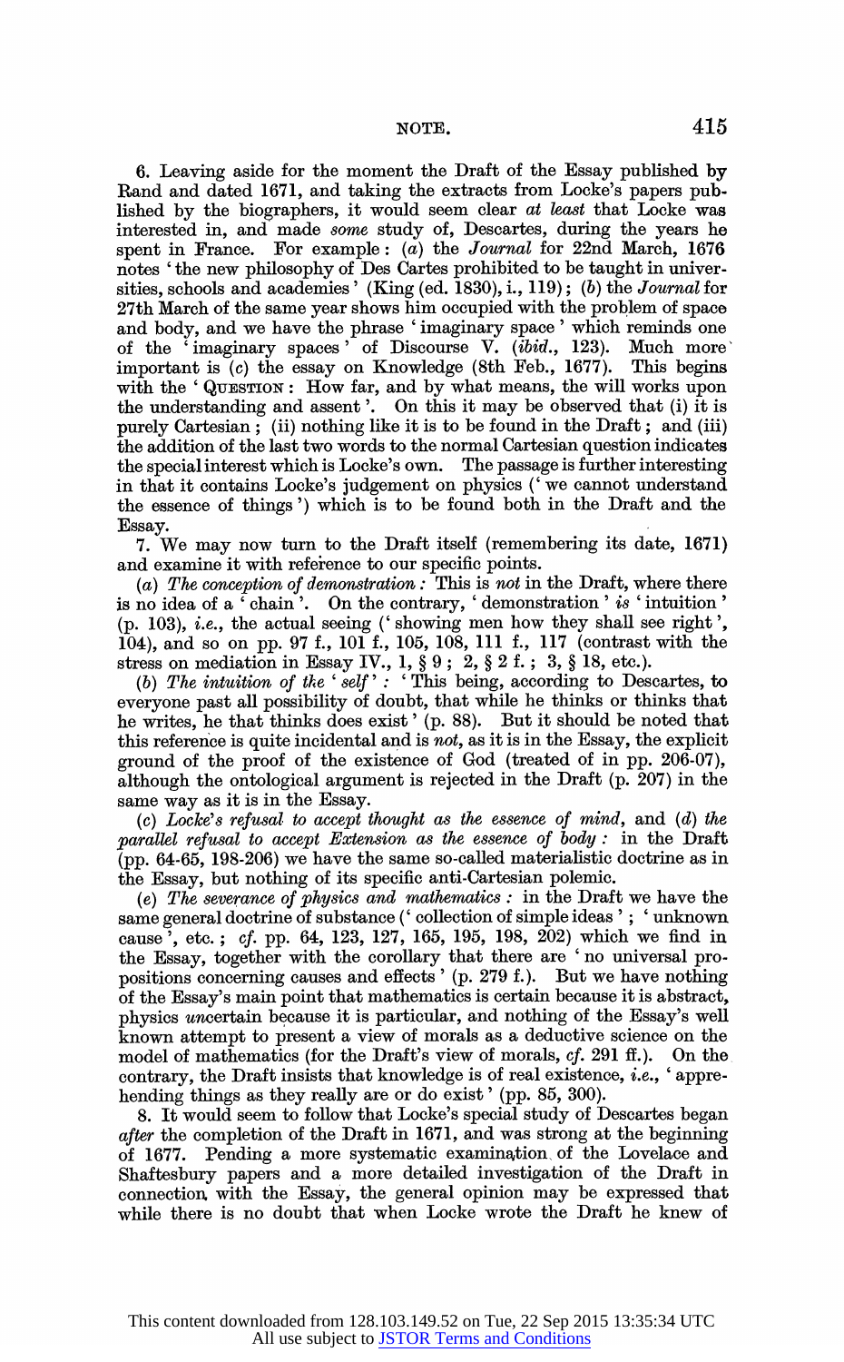6. Leaving aside for the moment the Draft of the Essay published by Rand and dated 1671, and taking the extracts from Locke's papers published by the biographers, it would seem clear *at least* that Locke was interested in, and made *some* study of, Descartes, during the years he spent in France. For example: (*a*) the *Journal* for 22nd March, 1676 notes 'the new philosophy of Des Cartes prohibited to be taught in universities, schools and academies' (King (ed. 1830), i., 119); (*b*) the *Journal* for 27th March of the same year shows him occupied with the problem of space and body, and we have the phrase 'imaginary space' which reminds one of the 'imaginary spaces' of Discourse V. (*ibid.*, 123). Much more important is (*c*) the essay on Knowledge (8th Feb., 1677). This begins with the 'QUESTION: How far, and by what means, the will works upon the understanding and assent'. On this it may be observed that (i) it is purely Cartesian; (ii) nothing like it is to be found in the Draft; and (iii) the addition of the last two words to the normal Cartesian question indicates the special interest which is Locke's own. The passage is further interesting in that it contains Locke's judgement on physics ('we cannot understand the essence of things') which is to be found both in the Draft and the Essay.

7. We may now turn to the Draft itself (remembering its date, 1671) and examine it with reference to our specific points.

(*a*) *The conception of demonstration*: This is *not* in the Draft, where there is no idea of a 'chain'. On the contrary, 'demonstration' *is* 'intuition' (p. 103), *i.e.*, the actual seeing ('showing men how they shall see right', 104), and so on pp. 97 f., 101 f., 105, 108, 111 f., 117 (contrast with the stress on mediation in Essay IV., 1, § 9; 2, § 2 f.; 3, § 18, etc.).

(*b*) *The intuition of the 'self'*: 'This being, according to Descartes, to everyone past all possibility of doubt, that while he thinks or thinks that he writes, he that thinks does exist' (p. 88). But it should be noted that this reference is quite incidental and is *not*, as it is in the Essay, the explicit ground of the proof of the existence of God (treated of in pp. 206-07), although the ontological argument is rejected in the Draft (p. 207) in the same way as it is in the Essay.

(*c*) *Locke's refusal to accept thought as the essence of mind*, and (*d*) *the parallel refusal to accept Extension as the essence of body*: in the Draft (pp. 64-65, 198-206) we have the same so-called materialistic doctrine as in the Essay, but nothing of its specific anti-Cartesian polemic.

(*e*) *The severance of physics and mathematics*: in the Draft we have the same general doctrine of substance ('collection of simple ideas'; 'unknown cause', etc.; *cf.* pp. 64, 123, 127, 165, 195, 198, 202) which we find in the Essay, together with the corollary that there are 'no universal propositions concerning causes and effects' (p. 279 f.). But we have nothing of the Essay's main point that mathematics is certain because it is abstract, physics *un*certain because it is particular, and nothing of the Essay's well known attempt to present a view of morals as a deductive science on the model of mathematics (for the Draft's view of morals, *cf.* 291 ff.). On the contrary, the Draft insists that knowledge is of real existence, *i.e.*, 'apprehending things as they really are or do exist' (pp. 85, 300).

8. It would seem to follow that Locke's special study of Descartes began *after* the completion of the Draft in 1671, and was strong at the beginning of 1677. Pending a more systematic examination of the Lovelace and Shaftesbury papers and a more detailed investigation of the Draft in connection with the Essay, the general opinion may be expressed that while there is no doubt that when Locke wrote the Draft he knew of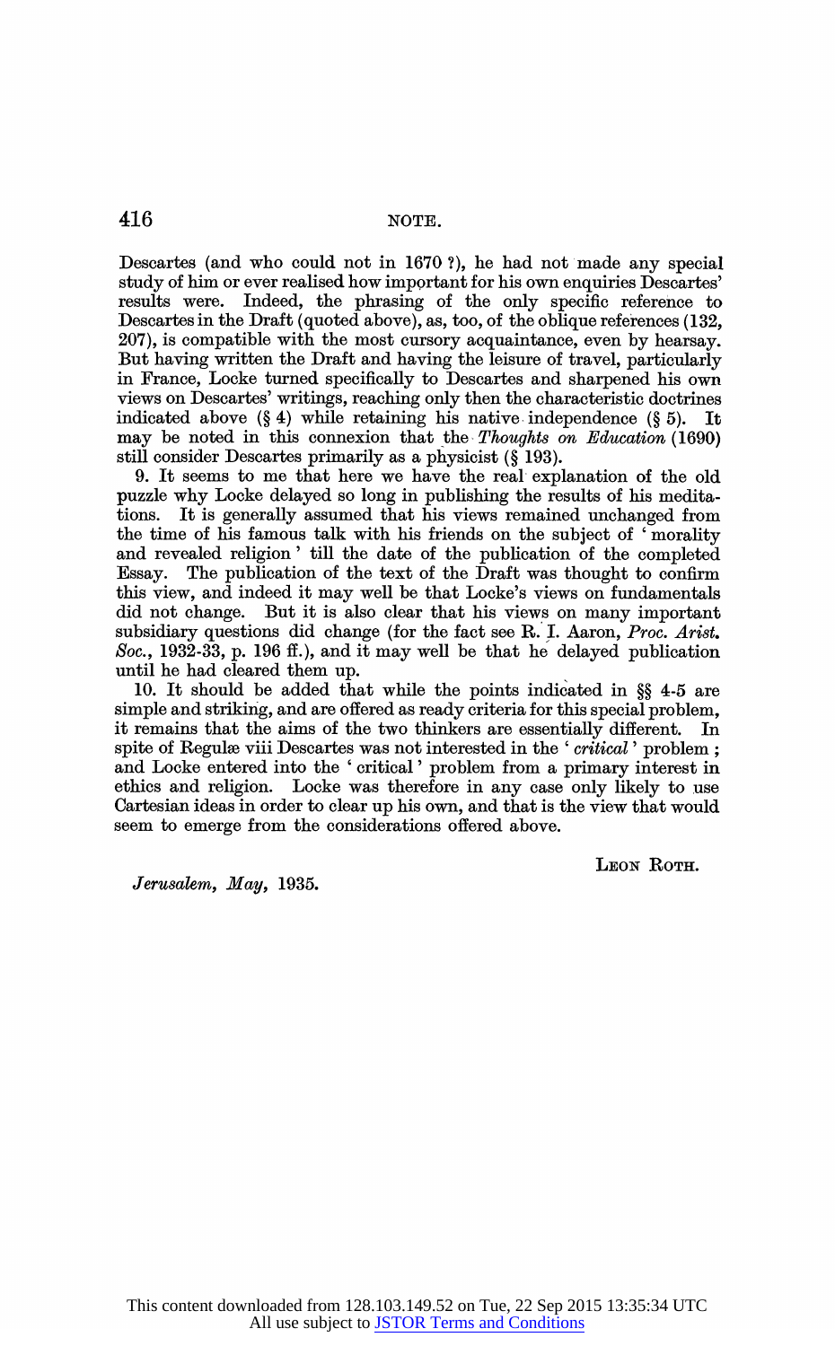Descartes (and who could not in 1670 ?), he had not made any special study of him or ever realised how important for his own enquiries Descartes' results were. Indeed, the phrasing of the only specific reference to Descartes in the Draft (quoted above), as, too, of the oblique references (132, 207), is compatible with the most cursory acquaintance, even by hearsay. But having written the Draft and having the leisure of travel, particularly in France, Locke turned specifically to Descartes and sharpened his own views on Descartes' writings, reaching only then the characteristic doctrines indicated above (§ 4) while retaining his native independence (§ 5). It may be noted in this connexion that the *Thoughts on Education* (1690) still consider Descartes primarily as a physicist (§ 193).

9. It seems to me that here we have the real explanation of the old puzzle why Locke delayed so long in publishing the results of his meditations. It is generally assumed that his views remained unchanged from the time of his famous talk with his friends on the subject of 'morality and revealed religion' till the date of the publication of the completed Essay. The publication of the text of the Draft was thought to confirm this view, and indeed it may well be that Locke's views on fundamentals did not change. But it is also clear that his views on many important subsidiary questions did change (for the fact see R. I. Aaron, *Proc. Arist. Soc.*, 1932-33, p. 196 ff.), and it may well be that he delayed publication until he had cleared them up.

10. It should be added that while the points indicated in §§ 4-5 are simple and striking, and are offered as ready criteria for this special problem, it remains that the aims of the two thinkers are essentially different. In spite of Regulæ viii Descartes was not interested in the '*critical*' problem ; and Locke entered into the 'critical' problem from a primary interest in ethics and religion. Locke was therefore in any case only likely to use Cartesian ideas in order to clear up his own, and that is the view that would seem to emerge from the considerations offered above.

LEON ROTH.

*Jerusalem, May*, 1935.